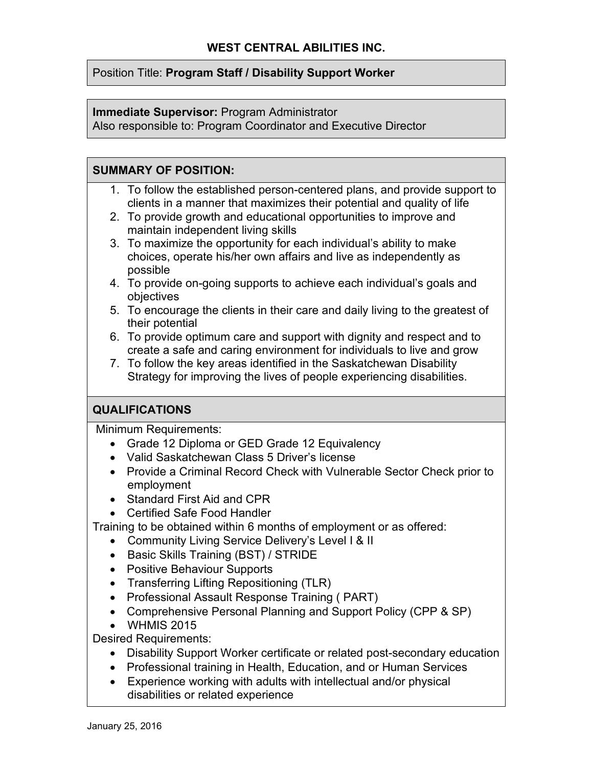# WEST CENTRAL ABILITIES INC.

Position Title: **Program Staff / Disability Support Worker**

**Immediate Supervisor:** Program Administrator
Also responsible to: Program Coordinator and Executive Director

## SUMMARY OF POSITION:

1. To follow the established person-centered plans, and provide support to clients in a manner that maximizes their potential and quality of life
2. To provide growth and educational opportunities to improve and maintain independent living skills
3. To maximize the opportunity for each individual's ability to make choices, operate his/her own affairs and live as independently as possible
4. To provide on-going supports to achieve each individual's goals and objectives
5. To encourage the clients in their care and daily living to the greatest of their potential
6. To provide optimum care and support with dignity and respect and to create a safe and caring environment for individuals to live and grow
7. To follow the key areas identified in the Saskatchewan Disability Strategy for improving the lives of people experiencing disabilities.

## QUALIFICATIONS

Minimum Requirements:

- Grade 12 Diploma or GED Grade 12 Equivalency
- Valid Saskatchewan Class 5 Driver's license
- Provide a Criminal Record Check with Vulnerable Sector Check prior to employment
- Standard First Aid and CPR
- Certified Safe Food Handler

Training to be obtained within 6 months of employment or as offered:

- Community Living Service Delivery's Level I & II
- Basic Skills Training (BST) / STRIDE
- Positive Behaviour Supports
- Transferring Lifting Repositioning (TLR)
- Professional Assault Response Training ( PART)
- Comprehensive Personal Planning and Support Policy (CPP & SP)
- WHMIS 2015

Desired Requirements:

- Disability Support Worker certificate or related post-secondary education
- Professional training in Health, Education, and or Human Services
- Experience working with adults with intellectual and/or physical disabilities or related experience

January 25, 2016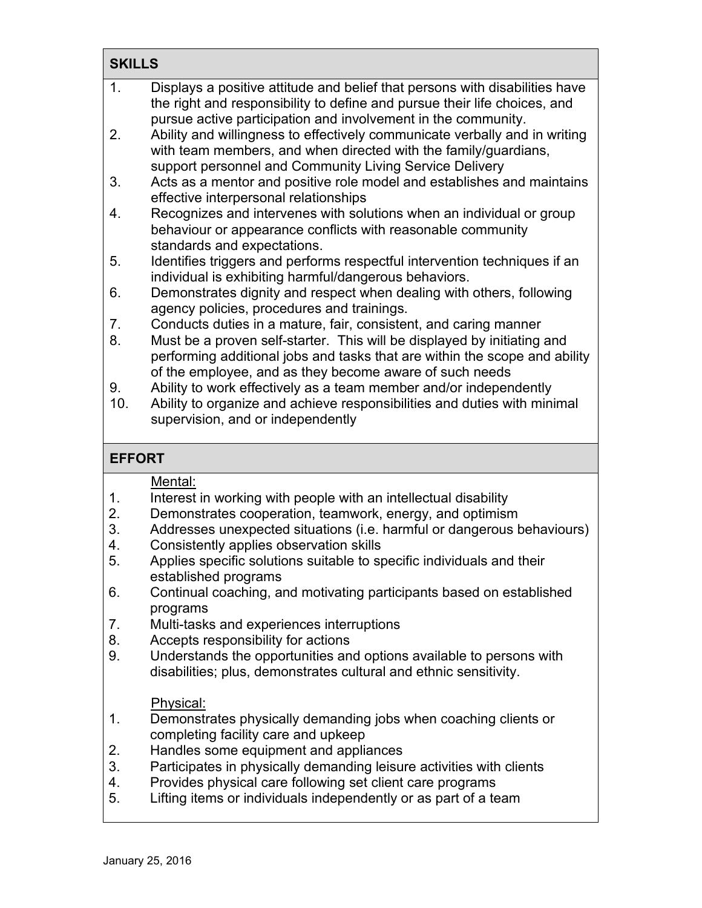## SKILLS

1. Displays a positive attitude and belief that persons with disabilities have the right and responsibility to define and pursue their life choices, and pursue active participation and involvement in the community.
2. Ability and willingness to effectively communicate verbally and in writing with team members, and when directed with the family/guardians, support personnel and Community Living Service Delivery
3. Acts as a mentor and positive role model and establishes and maintains effective interpersonal relationships
4. Recognizes and intervenes with solutions when an individual or group behaviour or appearance conflicts with reasonable community standards and expectations.
5. Identifies triggers and performs respectful intervention techniques if an individual is exhibiting harmful/dangerous behaviors.
6. Demonstrates dignity and respect when dealing with others, following agency policies, procedures and trainings.
7. Conducts duties in a mature, fair, consistent, and caring manner
8. Must be a proven self-starter. This will be displayed by initiating and performing additional jobs and tasks that are within the scope and ability of the employee, and as they become aware of such needs
9. Ability to work effectively as a team member and/or independently
10. Ability to organize and achieve responsibilities and duties with minimal supervision, and or independently

## EFFORT

Mental:

1. Interest in working with people with an intellectual disability
2. Demonstrates cooperation, teamwork, energy, and optimism
3. Addresses unexpected situations (i.e. harmful or dangerous behaviours)
4. Consistently applies observation skills
5. Applies specific solutions suitable to specific individuals and their established programs
6. Continual coaching, and motivating participants based on established programs
7. Multi-tasks and experiences interruptions
8. Accepts responsibility for actions
9. Understands the opportunities and options available to persons with disabilities; plus, demonstrates cultural and ethnic sensitivity.

Physical:

1. Demonstrates physically demanding jobs when coaching clients or completing facility care and upkeep
2. Handles some equipment and appliances
3. Participates in physically demanding leisure activities with clients
4. Provides physical care following set client care programs
5. Lifting items or individuals independently or as part of a team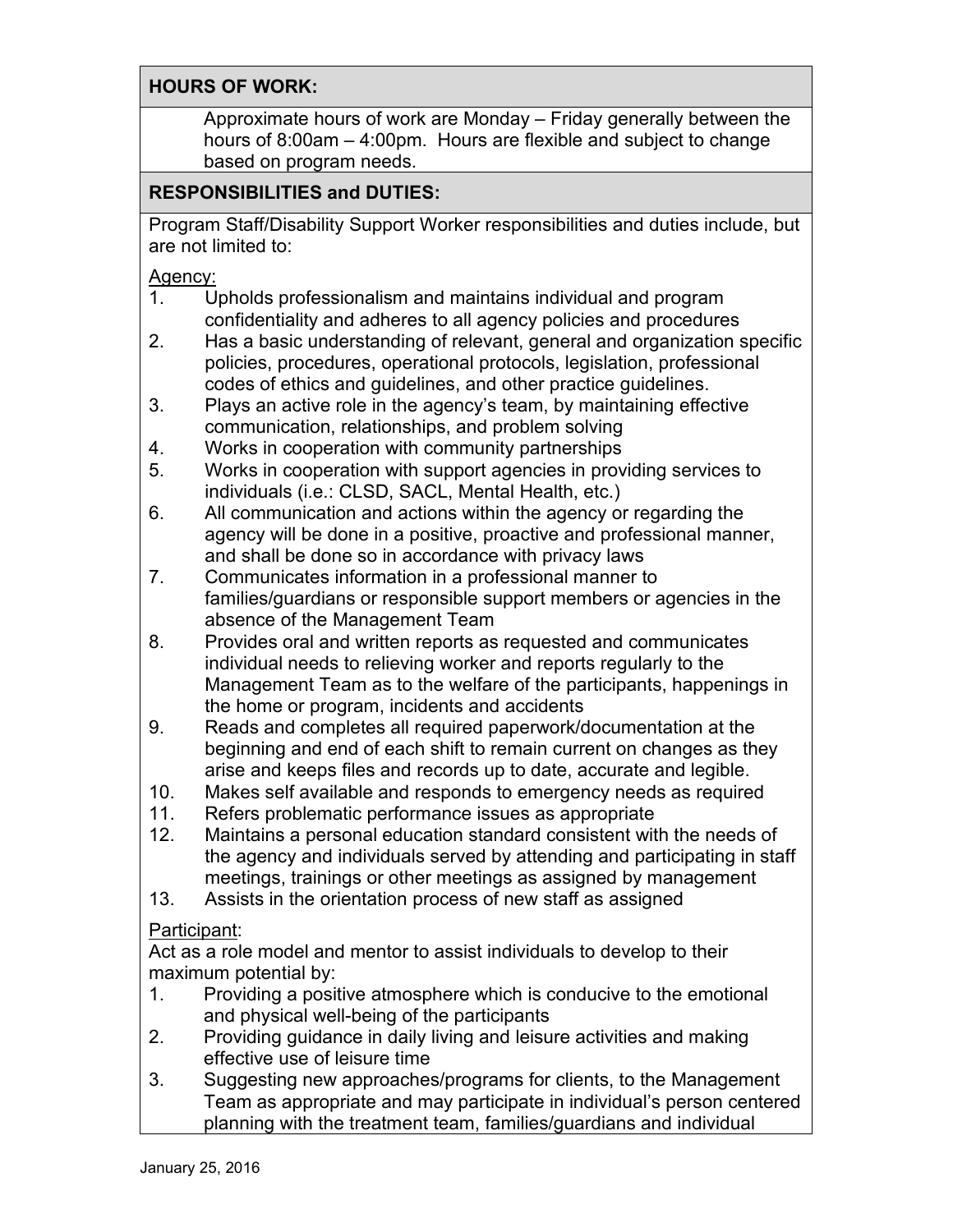## HOURS OF WORK:

Approximate hours of work are Monday – Friday generally between the hours of 8:00am – 4:00pm. Hours are flexible and subject to change based on program needs.

## RESPONSIBILITIES and DUTIES:

Program Staff/Disability Support Worker responsibilities and duties include, but are not limited to:

Agency:

1. Upholds professionalism and maintains individual and program confidentiality and adheres to all agency policies and procedures
2. Has a basic understanding of relevant, general and organization specific policies, procedures, operational protocols, legislation, professional codes of ethics and guidelines, and other practice guidelines.
3. Plays an active role in the agency's team, by maintaining effective communication, relationships, and problem solving
4. Works in cooperation with community partnerships
5. Works in cooperation with support agencies in providing services to individuals (i.e.: CLSD, SACL, Mental Health, etc.)
6. All communication and actions within the agency or regarding the agency will be done in a positive, proactive and professional manner, and shall be done so in accordance with privacy laws
7. Communicates information in a professional manner to families/guardians or responsible support members or agencies in the absence of the Management Team
8. Provides oral and written reports as requested and communicates individual needs to relieving worker and reports regularly to the Management Team as to the welfare of the participants, happenings in the home or program, incidents and accidents
9. Reads and completes all required paperwork/documentation at the beginning and end of each shift to remain current on changes as they arise and keeps files and records up to date, accurate and legible.
10. Makes self available and responds to emergency needs as required
11. Refers problematic performance issues as appropriate
12. Maintains a personal education standard consistent with the needs of the agency and individuals served by attending and participating in staff meetings, trainings or other meetings as assigned by management
13. Assists in the orientation process of new staff as assigned

Participant:

Act as a role model and mentor to assist individuals to develop to their maximum potential by:

1. Providing a positive atmosphere which is conducive to the emotional and physical well-being of the participants
2. Providing guidance in daily living and leisure activities and making effective use of leisure time
3. Suggesting new approaches/programs for clients, to the Management Team as appropriate and may participate in individual's person centered planning with the treatment team, families/guardians and individual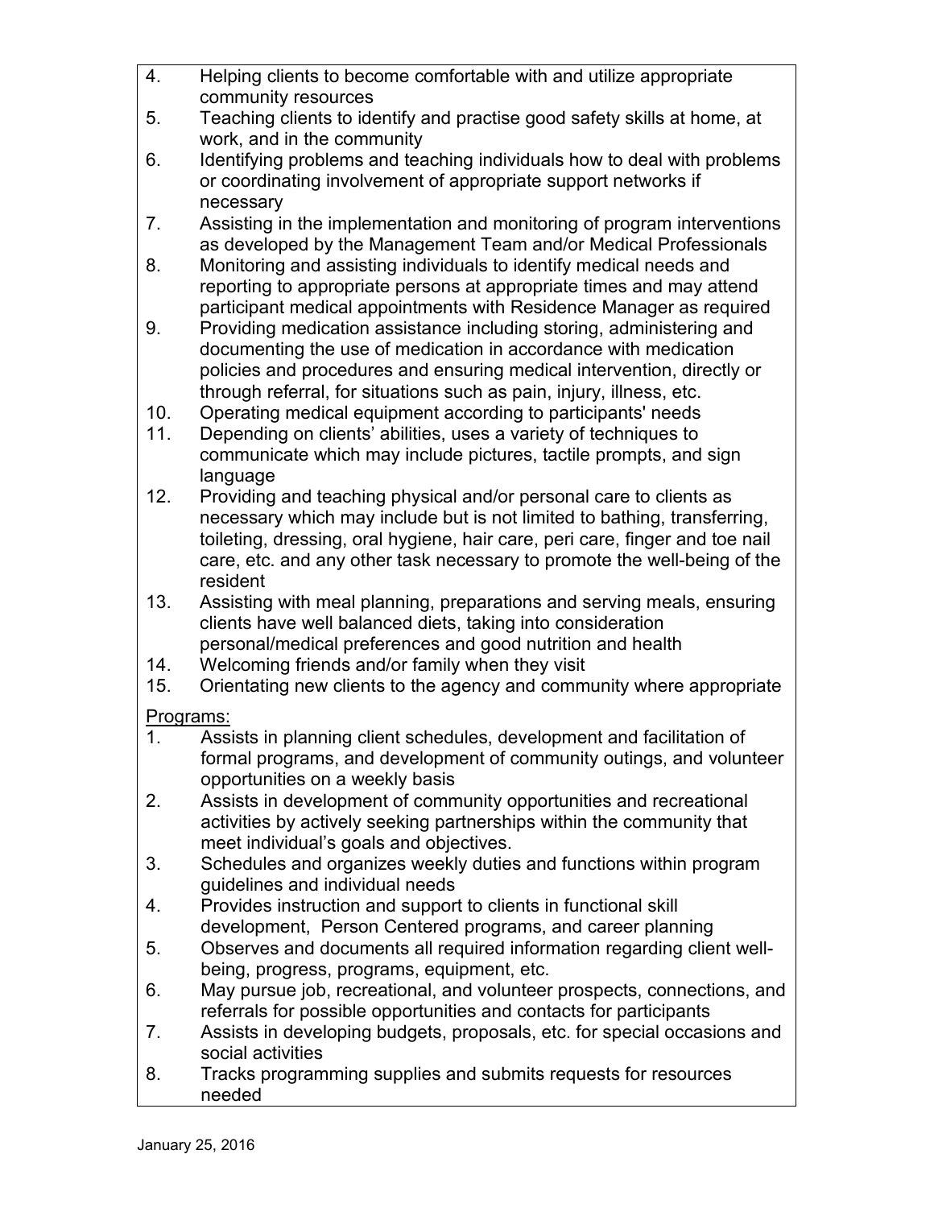4. Helping clients to become comfortable with and utilize appropriate community resources
5. Teaching clients to identify and practise good safety skills at home, at work, and in the community
6. Identifying problems and teaching individuals how to deal with problems or coordinating involvement of appropriate support networks if necessary
7. Assisting in the implementation and monitoring of program interventions as developed by the Management Team and/or Medical Professionals
8. Monitoring and assisting individuals to identify medical needs and reporting to appropriate persons at appropriate times and may attend participant medical appointments with Residence Manager as required
9. Providing medication assistance including storing, administering and documenting the use of medication in accordance with medication policies and procedures and ensuring medical intervention, directly or through referral, for situations such as pain, injury, illness, etc.
10. Operating medical equipment according to participants' needs
11. Depending on clients' abilities, uses a variety of techniques to communicate which may include pictures, tactile prompts, and sign language
12. Providing and teaching physical and/or personal care to clients as necessary which may include but is not limited to bathing, transferring, toileting, dressing, oral hygiene, hair care, peri care, finger and toe nail care, etc. and any other task necessary to promote the well-being of the resident
13. Assisting with meal planning, preparations and serving meals, ensuring clients have well balanced diets, taking into consideration personal/medical preferences and good nutrition and health
14. Welcoming friends and/or family when they visit
15. Orientating new clients to the agency and community where appropriate

<u>Programs:</u>

1. Assists in planning client schedules, development and facilitation of formal programs, and development of community outings, and volunteer opportunities on a weekly basis
2. Assists in development of community opportunities and recreational activities by actively seeking partnerships within the community that meet individual's goals and objectives.
3. Schedules and organizes weekly duties and functions within program guidelines and individual needs
4. Provides instruction and support to clients in functional skill development, Person Centered programs, and career planning
5. Observes and documents all required information regarding client well-being, progress, programs, equipment, etc.
6. May pursue job, recreational, and volunteer prospects, connections, and referrals for possible opportunities and contacts for participants
7. Assists in developing budgets, proposals, etc. for special occasions and social activities
8. Tracks programming supplies and submits requests for resources needed

January 25, 2016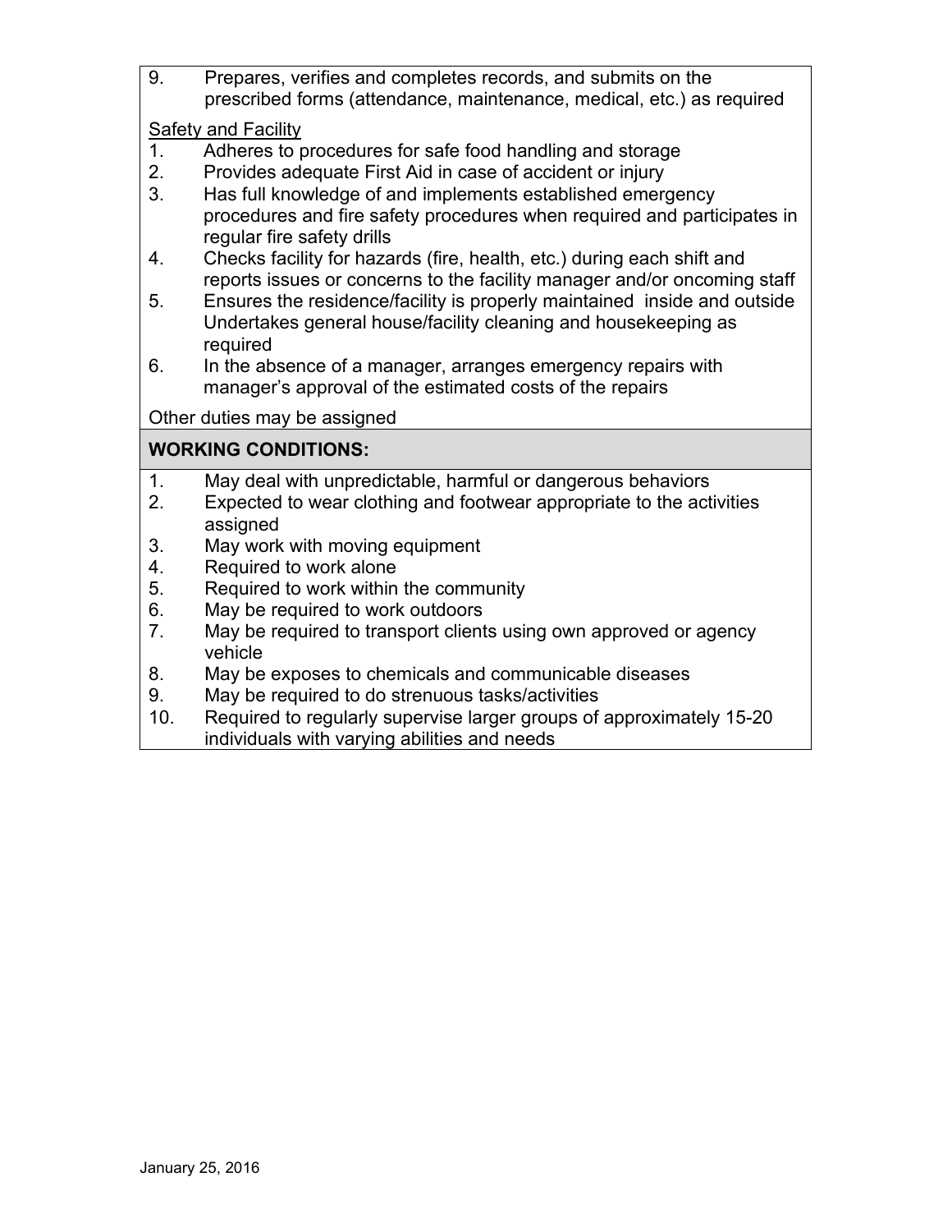9. Prepares, verifies and completes records, and submits on the prescribed forms (attendance, maintenance, medical, etc.) as required

<u>Safety and Facility</u>

1. Adheres to procedures for safe food handling and storage
2. Provides adequate First Aid in case of accident or injury
3. Has full knowledge of and implements established emergency procedures and fire safety procedures when required and participates in regular fire safety drills
4. Checks facility for hazards (fire, health, etc.) during each shift and reports issues or concerns to the facility manager and/or oncoming staff
5. Ensures the residence/facility is properly maintained inside and outside Undertakes general house/facility cleaning and housekeeping as required
6. In the absence of a manager, arranges emergency repairs with manager's approval of the estimated costs of the repairs

Other duties may be assigned

**WORKING CONDITIONS:**

1. May deal with unpredictable, harmful or dangerous behaviors
2. Expected to wear clothing and footwear appropriate to the activities assigned
3. May work with moving equipment
4. Required to work alone
5. Required to work within the community
6. May be required to work outdoors
7. May be required to transport clients using own approved or agency vehicle
8. May be exposes to chemicals and communicable diseases
9. May be required to do strenuous tasks/activities
10. Required to regularly supervise larger groups of approximately 15-20 individuals with varying abilities and needs

January 25, 2016